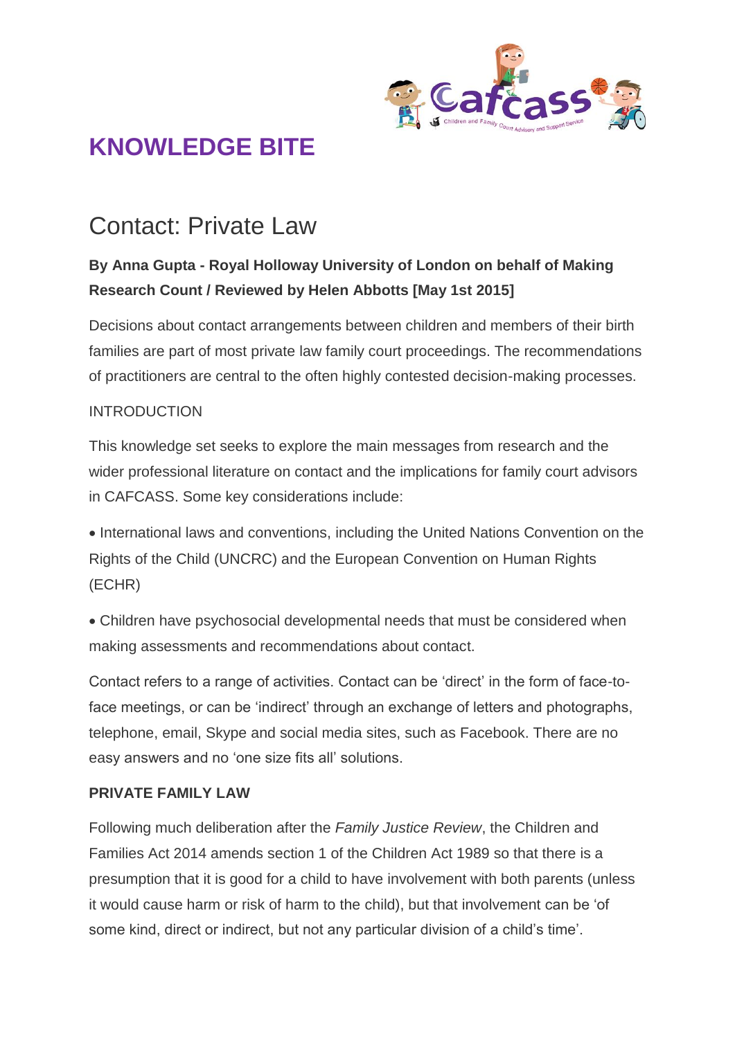# KNOWLEDGE BITE

## Contact: Private Law

**By Anna Gupta - Royal Holloway University of London on behalf of Making Research Count / Reviewed by Helen Abbotts [May 1st 2015]**

Decisions about contact arrangements between children and members of their birth families are part of most private law family court proceedings. The recommendations of practitioners are central to the often highly contested decision-making processes.

INTRODUCTION

This knowledge set seeks to explore the main messages from research and the wider professional literature on contact and the implications for family court advisors in CAFCASS. Some key considerations include:

- International laws and conventions, including the United Nations Convention on the Rights of the Child (UNCRC) and the European Convention on Human Rights (ECHR)
- Children have psychosocial developmental needs that must be considered when making assessments and recommendations about contact.

Contact refers to a range of activities. Contact can be 'direct' in the form of face-to-face meetings, or can be 'indirect' through an exchange of letters and photographs, telephone, email, Skype and social media sites, such as Facebook. There are no easy answers and no 'one size fits all' solutions.

**PRIVATE FAMILY LAW**

Following much deliberation after the *Family Justice Review*, the Children and Families Act 2014 amends section 1 of the Children Act 1989 so that there is a presumption that it is good for a child to have involvement with both parents (unless it would cause harm or risk of harm to the child), but that involvement can be 'of some kind, direct or indirect, but not any particular division of a child's time'.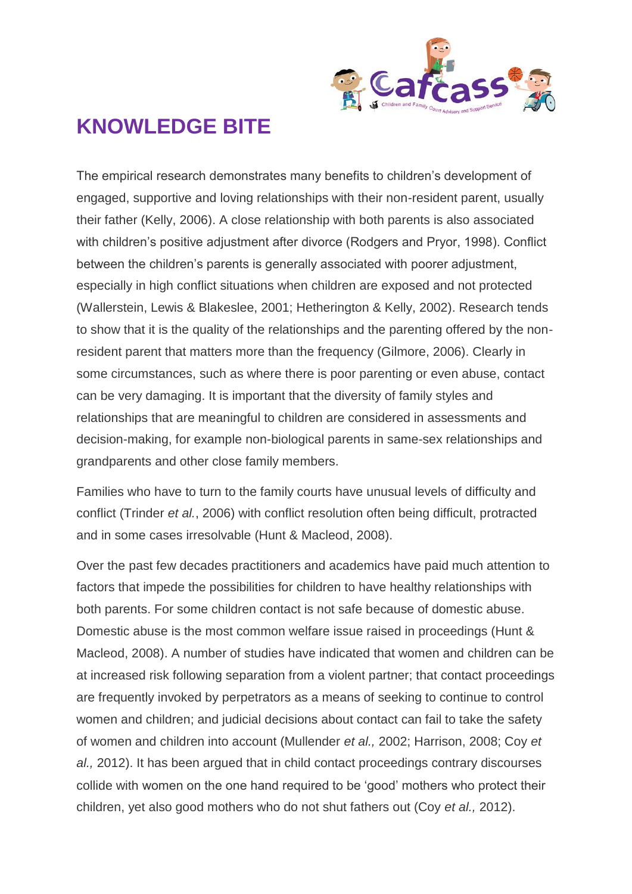# KNOWLEDGE BITE

The empirical research demonstrates many benefits to children's development of engaged, supportive and loving relationships with their non-resident parent, usually their father (Kelly, 2006). A close relationship with both parents is also associated with children's positive adjustment after divorce (Rodgers and Pryor, 1998). Conflict between the children's parents is generally associated with poorer adjustment, especially in high conflict situations when children are exposed and not protected (Wallerstein, Lewis & Blakeslee, 2001; Hetherington & Kelly, 2002). Research tends to show that it is the quality of the relationships and the parenting offered by the non-resident parent that matters more than the frequency (Gilmore, 2006). Clearly in some circumstances, such as where there is poor parenting or even abuse, contact can be very damaging. It is important that the diversity of family styles and relationships that are meaningful to children are considered in assessments and decision-making, for example non-biological parents in same-sex relationships and grandparents and other close family members.

Families who have to turn to the family courts have unusual levels of difficulty and conflict (Trinder *et al.*, 2006) with conflict resolution often being difficult, protracted and in some cases irresolvable (Hunt & Macleod, 2008).

Over the past few decades practitioners and academics have paid much attention to factors that impede the possibilities for children to have healthy relationships with both parents. For some children contact is not safe because of domestic abuse. Domestic abuse is the most common welfare issue raised in proceedings (Hunt & Macleod, 2008). A number of studies have indicated that women and children can be at increased risk following separation from a violent partner; that contact proceedings are frequently invoked by perpetrators as a means of seeking to continue to control women and children; and judicial decisions about contact can fail to take the safety of women and children into account (Mullender *et al.,* 2002; Harrison, 2008; Coy *et al.,* 2012). It has been argued that in child contact proceedings contrary discourses collide with women on the one hand required to be 'good' mothers who protect their children, yet also good mothers who do not shut fathers out (Coy *et al.,* 2012).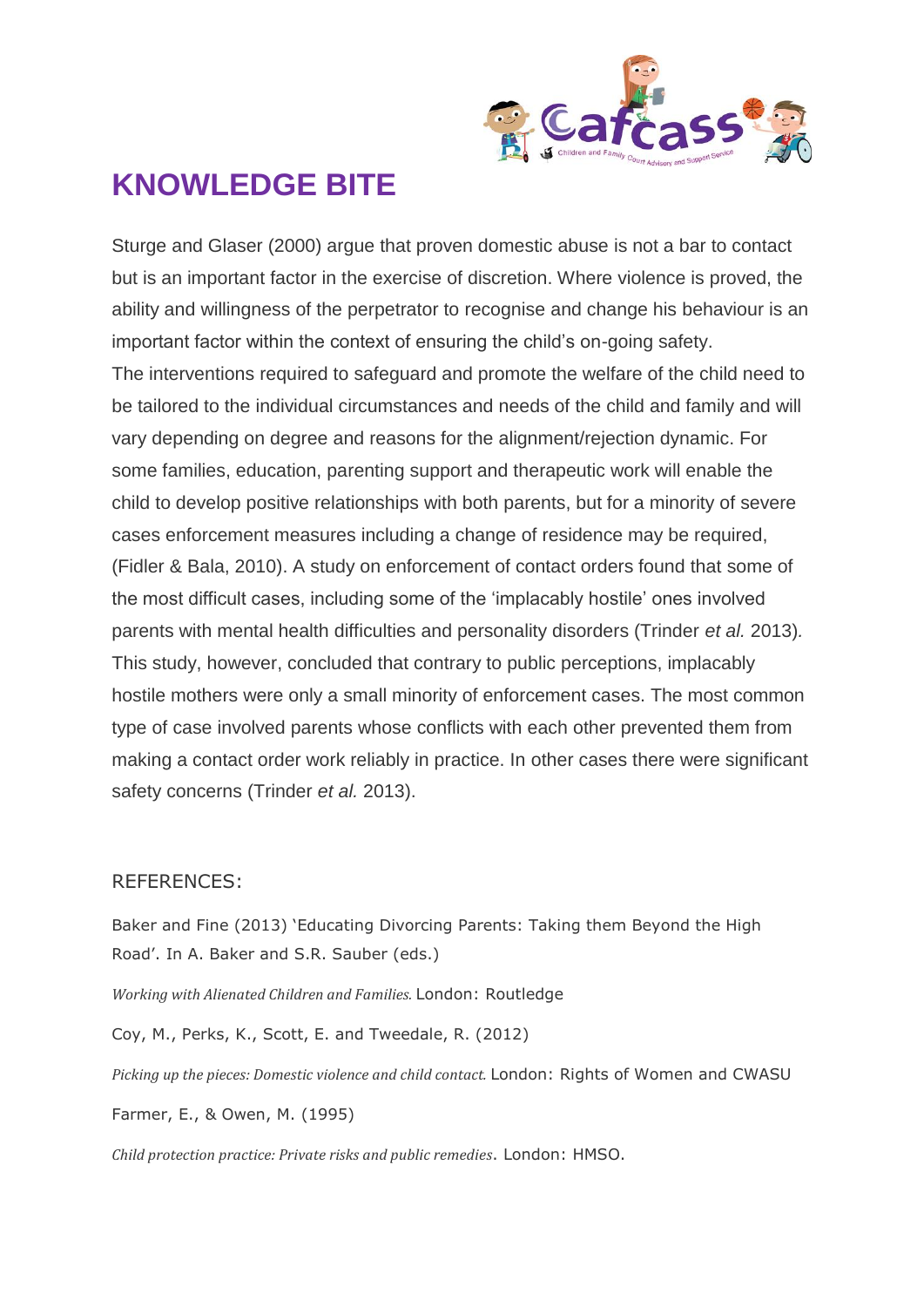# KNOWLEDGE BITE

Sturge and Glaser (2000) argue that proven domestic abuse is not a bar to contact but is an important factor in the exercise of discretion. Where violence is proved, the ability and willingness of the perpetrator to recognise and change his behaviour is an important factor within the context of ensuring the child's on-going safety.

The interventions required to safeguard and promote the welfare of the child need to be tailored to the individual circumstances and needs of the child and family and will vary depending on degree and reasons for the alignment/rejection dynamic. For some families, education, parenting support and therapeutic work will enable the child to develop positive relationships with both parents, but for a minority of severe cases enforcement measures including a change of residence may be required, (Fidler & Bala, 2010). A study on enforcement of contact orders found that some of the most difficult cases, including some of the 'implacably hostile' ones involved parents with mental health difficulties and personality disorders (Trinder *et al.* 2013). This study, however, concluded that contrary to public perceptions, implacably hostile mothers were only a small minority of enforcement cases. The most common type of case involved parents whose conflicts with each other prevented them from making a contact order work reliably in practice. In other cases there were significant safety concerns (Trinder *et al.* 2013).

## REFERENCES:

Baker and Fine (2013) 'Educating Divorcing Parents: Taking them Beyond the High Road'. In A. Baker and S.R. Sauber (eds.)

*Working with Alienated Children and Families.* London: Routledge

Coy, M., Perks, K., Scott, E. and Tweedale, R. (2012)

*Picking up the pieces: Domestic violence and child contact.* London: Rights of Women and CWASU

Farmer, E., & Owen, M. (1995)

*Child protection practice: Private risks and public remedies*. London: HMSO.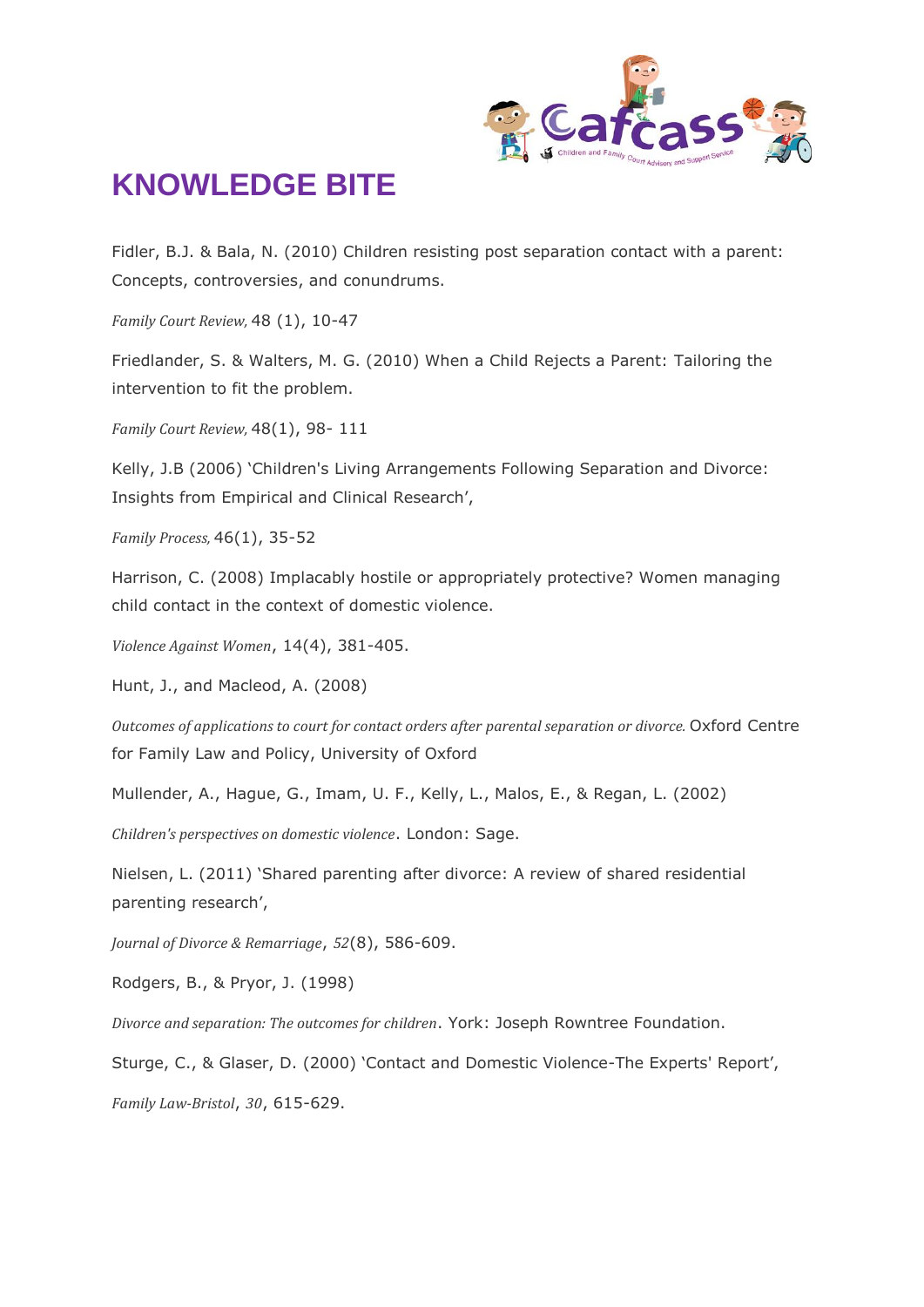# KNOWLEDGE BITE

Fidler, B.J. & Bala, N. (2010) Children resisting post separation contact with a parent: Concepts, controversies, and conundrums.

*Family Court Review,* 48 (1), 10-47

Friedlander, S. & Walters, M. G. (2010) When a Child Rejects a Parent: Tailoring the intervention to fit the problem.

*Family Court Review,* 48(1), 98- 111

Kelly, J.B (2006) 'Children's Living Arrangements Following Separation and Divorce: Insights from Empirical and Clinical Research',

*Family Process,* 46(1), 35-52

Harrison, C. (2008) Implacably hostile or appropriately protective? Women managing child contact in the context of domestic violence.

*Violence Against Women*, 14(4), 381-405.

Hunt, J., and Macleod, A. (2008)

*Outcomes of applications to court for contact orders after parental separation or divorce.* Oxford Centre for Family Law and Policy, University of Oxford

Mullender, A., Hague, G., Imam, U. F., Kelly, L., Malos, E., & Regan, L. (2002)

*Children's perspectives on domestic violence*. London: Sage.

Nielsen, L. (2011) 'Shared parenting after divorce: A review of shared residential parenting research',

*Journal of Divorce & Remarriage*, *52*(8), 586-609.

Rodgers, B., & Pryor, J. (1998)

*Divorce and separation: The outcomes for children*. York: Joseph Rowntree Foundation.

Sturge, C., & Glaser, D. (2000) 'Contact and Domestic Violence-The Experts' Report',

*Family Law-Bristol*, *30*, 615-629.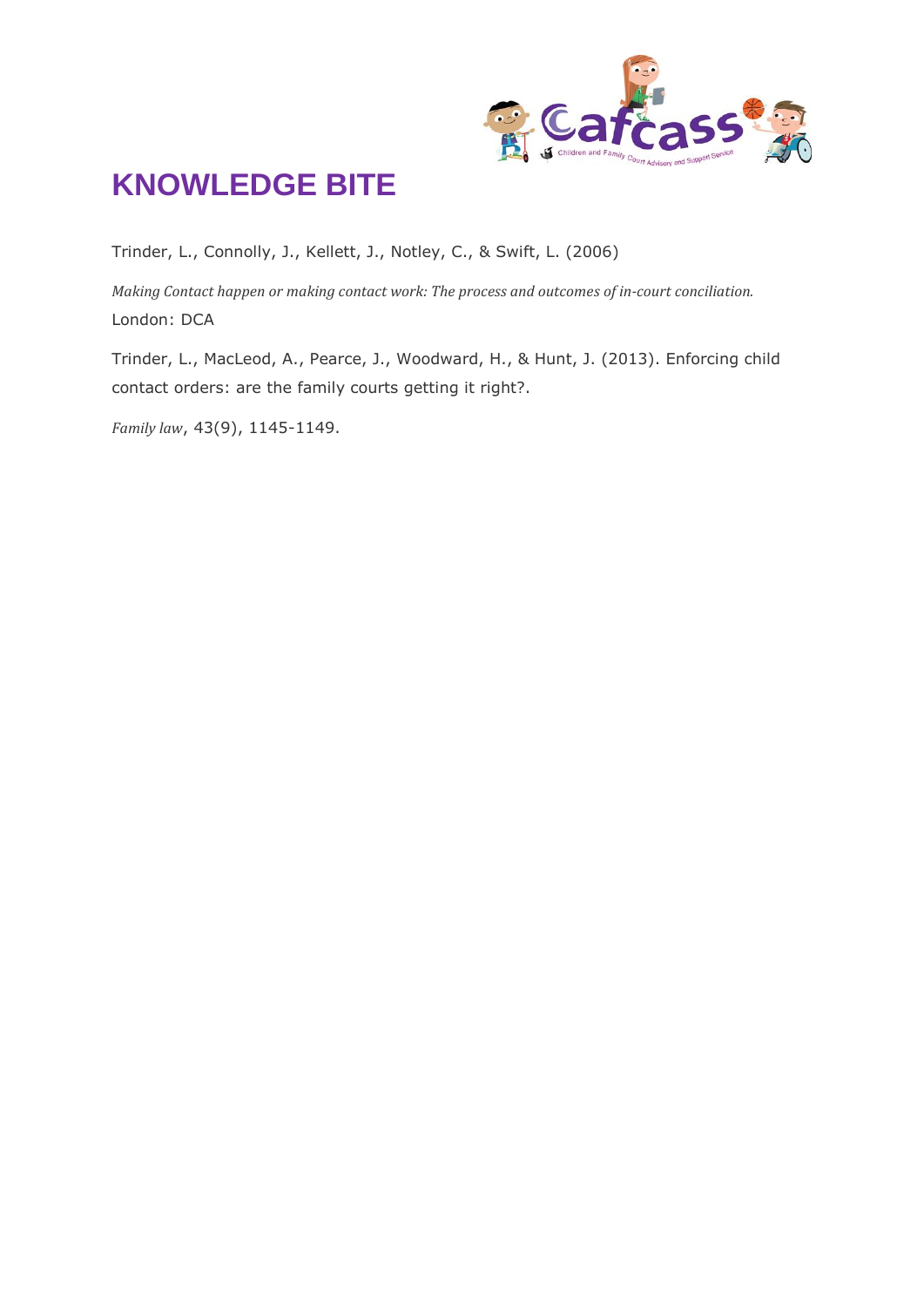# KNOWLEDGE BITE

Trinder, L., Connolly, J., Kellett, J., Notley, C., & Swift, L. (2006)

*Making Contact happen or making contact work: The process and outcomes of in-court conciliation.* London: DCA

Trinder, L., MacLeod, A., Pearce, J., Woodward, H., & Hunt, J. (2013). Enforcing child contact orders: are the family courts getting it right?.

*Family law*, 43(9), 1145-1149.